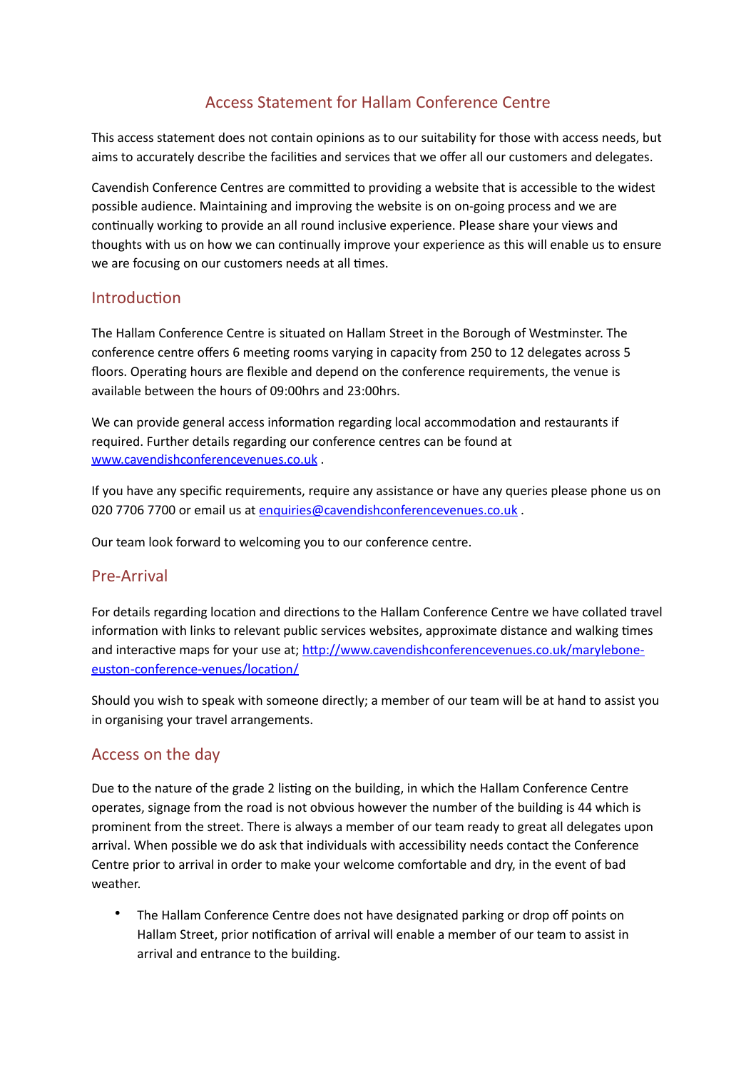# Access Statement for Hallam Conference Centre

This access statement does not contain opinions as to our suitability for those with access needs, but aims to accurately describe the facilities and services that we offer all our customers and delegates.

Cavendish Conference Centres are committed to providing a website that is accessible to the widest possible audience. Maintaining and improving the website is on on-going process and we are continually working to provide an all round inclusive experience. Please share your views and thoughts with us on how we can continually improve your experience as this will enable us to ensure we are focusing on our customers needs at all times.

## Introduction

The Hallam Conference Centre is situated on Hallam Street in the Borough of Westminster. The conference centre offers 6 meeting rooms varying in capacity from 250 to 12 delegates across 5 floors. Operating hours are flexible and depend on the conference requirements, the venue is available between the hours of 09:00hrs and 23:00hrs.

We can provide general access information regarding local accommodation and restaurants if required. Further details regarding our conference centres can be found at [www.cavendishconferencevenues.co.uk](www.cavendishconferencevenues.co.uk) .

If you have any specific requirements, require any assistance or have any queries please phone us on 020 7706 7700 or email us at [enquiries@cavendishconferencevenues.co.uk](mailto:enquiries@cavendishconferencevenues.co.uk) .

Our team look forward to welcoming you to our conference centre.

## Pre-Arrival

For details regarding location and directions to the Hallam Conference Centre we have collated travel information with links to relevant public services websites, approximate distance and walking times and interactive maps for your use at; [http://www.cavendishconferencevenues.co.uk/marylebone-euston-conference-venues/location/](http://www.cavendishconferencevenues.co.uk/marylebone-euston-conference-venues/location/)

Should you wish to speak with someone directly; a member of our team will be at hand to assist you in organising your travel arrangements.

## Access on the day

Due to the nature of the grade 2 listing on the building, in which the Hallam Conference Centre operates, signage from the road is not obvious however the number of the building is 44 which is prominent from the street. There is always a member of our team ready to great all delegates upon arrival. When possible we do ask that individuals with accessibility needs contact the Conference Centre prior to arrival in order to make your welcome comfortable and dry, in the event of bad weather.

- The Hallam Conference Centre does not have designated parking or drop off points on Hallam Street, prior notification of arrival will enable a member of our team to assist in arrival and entrance to the building.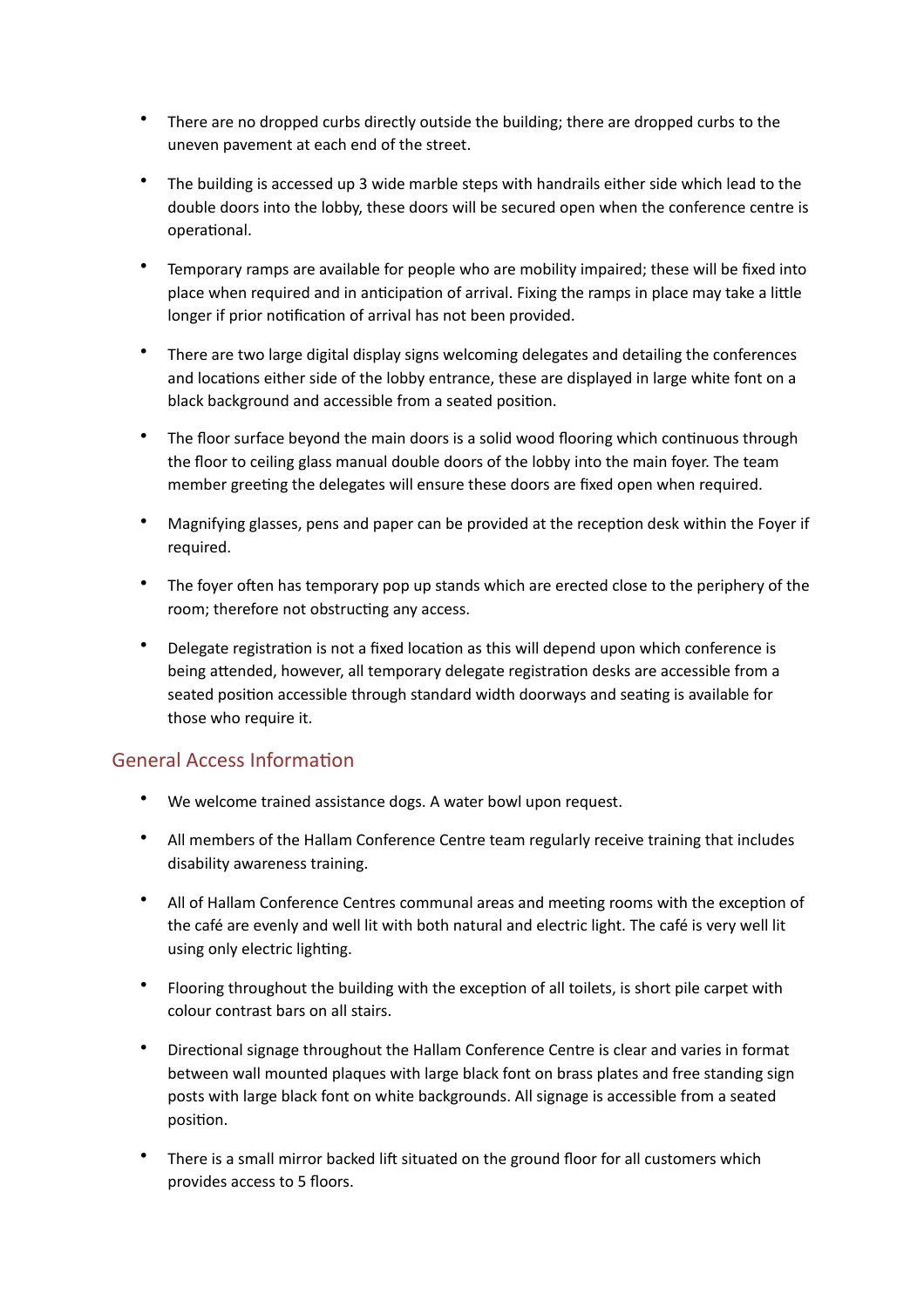- There are no dropped curbs directly outside the building; there are dropped curbs to the uneven pavement at each end of the street.
- The building is accessed up 3 wide marble steps with handrails either side which lead to the double doors into the lobby, these doors will be secured open when the conference centre is operational.
- Temporary ramps are available for people who are mobility impaired; these will be fixed into place when required and in anticipation of arrival. Fixing the ramps in place may take a little longer if prior notification of arrival has not been provided.
- There are two large digital display signs welcoming delegates and detailing the conferences and locations either side of the lobby entrance, these are displayed in large white font on a black background and accessible from a seated position.
- The floor surface beyond the main doors is a solid wood flooring which continuous through the floor to ceiling glass manual double doors of the lobby into the main foyer. The team member greeting the delegates will ensure these doors are fixed open when required.
- Magnifying glasses, pens and paper can be provided at the reception desk within the Foyer if required.
- The foyer often has temporary pop up stands which are erected close to the periphery of the room; therefore not obstructing any access.
- Delegate registration is not a fixed location as this will depend upon which conference is being attended, however, all temporary delegate registration desks are accessible from a seated position accessible through standard width doorways and seating is available for those who require it.

## General Access Information

- We welcome trained assistance dogs. A water bowl upon request.
- All members of the Hallam Conference Centre team regularly receive training that includes disability awareness training.
- All of Hallam Conference Centres communal areas and meeting rooms with the exception of the café are evenly and well lit with both natural and electric light. The café is very well lit using only electric lighting.
- Flooring throughout the building with the exception of all toilets, is short pile carpet with colour contrast bars on all stairs.
- Directional signage throughout the Hallam Conference Centre is clear and varies in format between wall mounted plaques with large black font on brass plates and free standing sign posts with large black font on white backgrounds. All signage is accessible from a seated position.
- There is a small mirror backed lift situated on the ground floor for all customers which provides access to 5 floors.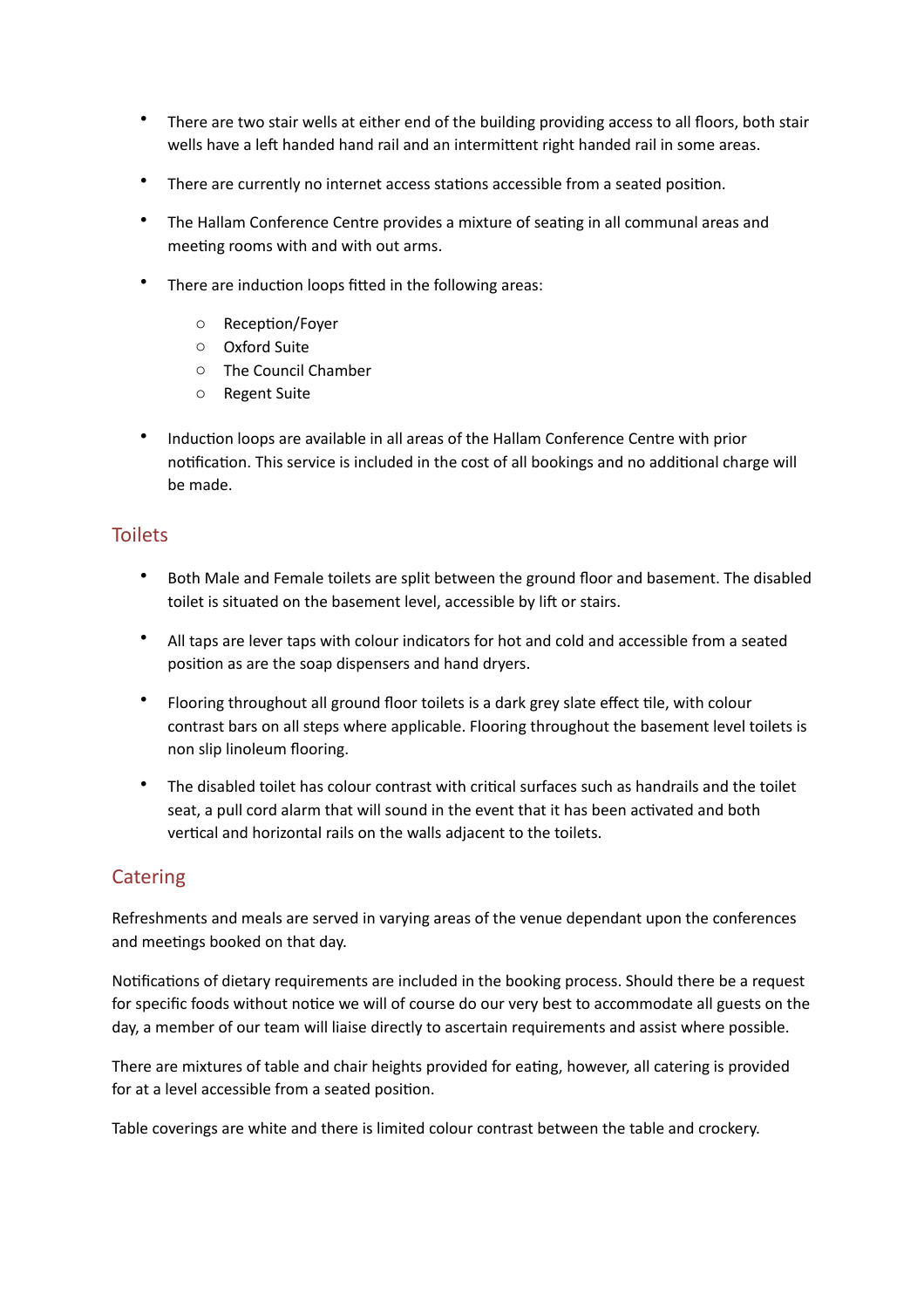- There are two stair wells at either end of the building providing access to all floors, both stair wells have a left handed hand rail and an intermittent right handed rail in some areas.

- There are currently no internet access stations accessible from a seated position.

- The Hallam Conference Centre provides a mixture of seating in all communal areas and meeting rooms with and with out arms.

- There are induction loops fitted in the following areas:

    - Reception/Foyer
    - Oxford Suite
    - The Council Chamber
    - Regent Suite

- Induction loops are available in all areas of the Hallam Conference Centre with prior notification. This service is included in the cost of all bookings and no additional charge will be made.

## Toilets

- Both Male and Female toilets are split between the ground floor and basement. The disabled toilet is situated on the basement level, accessible by lift or stairs.

- All taps are lever taps with colour indicators for hot and cold and accessible from a seated position as are the soap dispensers and hand dryers.

- Flooring throughout all ground floor toilets is a dark grey slate effect tile, with colour contrast bars on all steps where applicable. Flooring throughout the basement level toilets is non slip linoleum flooring.

- The disabled toilet has colour contrast with critical surfaces such as handrails and the toilet seat, a pull cord alarm that will sound in the event that it has been activated and both vertical and horizontal rails on the walls adjacent to the toilets.

## Catering

Refreshments and meals are served in varying areas of the venue dependant upon the conferences and meetings booked on that day.

Notifications of dietary requirements are included in the booking process. Should there be a request for specific foods without notice we will of course do our very best to accommodate all guests on the day, a member of our team will liaise directly to ascertain requirements and assist where possible.

There are mixtures of table and chair heights provided for eating, however, all catering is provided for at a level accessible from a seated position.

Table coverings are white and there is limited colour contrast between the table and crockery.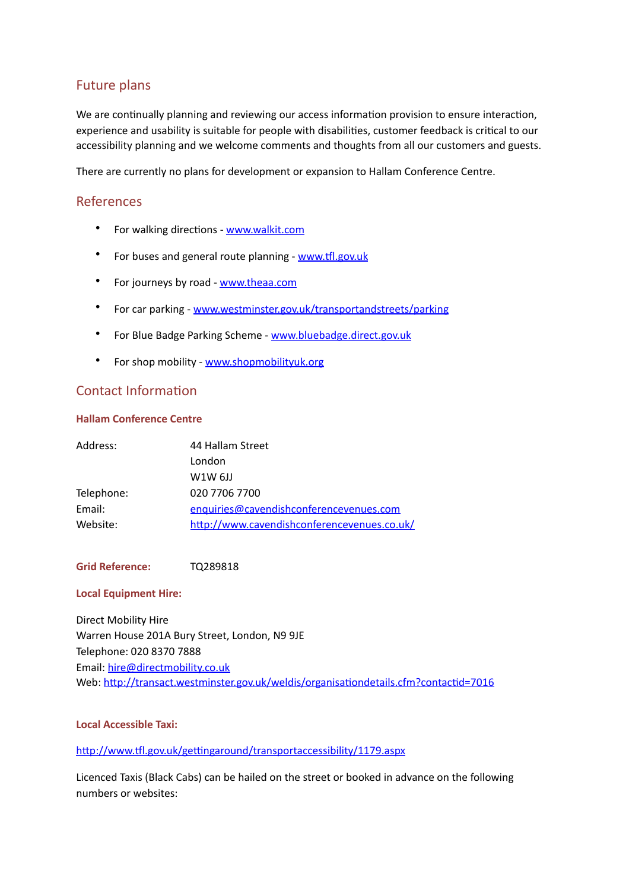## Future plans

We are continually planning and reviewing our access information provision to ensure interaction, experience and usability is suitable for people with disabilities, customer feedback is critical to our accessibility planning and we welcome comments and thoughts from all our customers and guests.

There are currently no plans for development or expansion to Hallam Conference Centre.

## References

- For walking directions - www.walkit.com
- For buses and general route planning - www.tfl.gov.uk
- For journeys by road - www.theaa.com
- For car parking - www.westminster.gov.uk/transportandstreets/parking
- For Blue Badge Parking Scheme - www.bluebadge.direct.gov.uk
- For shop mobility - www.shopmobilityuk.org

## Contact Information

### Hallam Conference Centre

| | |
|---|---|
| Address: | 44 Hallam Street<br>London<br>W1W 6JJ |
| Telephone: | 020 7706 7700 |
| Email: | enquiries@cavendishconferencevenues.com |
| Website: | http://www.cavendishconferencevenues.co.uk/ |

**Grid Reference:** TQ289818

**Local Equipment Hire:**

Direct Mobility Hire
Warren House 201A Bury Street, London, N9 9JE
Telephone: 020 8370 7888
Email: hire@directmobility.co.uk
Web: http://transact.westminster.gov.uk/weldis/organisationdetails.cfm?contactid=7016

**Local Accessible Taxi:**

http://www.tfl.gov.uk/gettingaround/transportaccessibility/1179.aspx

Licenced Taxis (Black Cabs) can be hailed on the street or booked in advance on the following numbers or websites: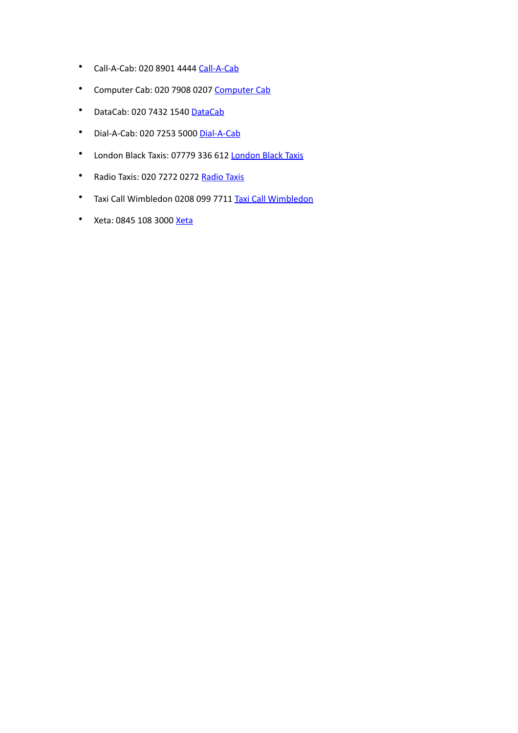- Call-A-Cab: 020 8901 4444 Call-A-Cab
- Computer Cab: 020 7908 0207 Computer Cab
- DataCab: 020 7432 1540 DataCab
- Dial-A-Cab: 020 7253 5000 Dial-A-Cab
- London Black Taxis: 07779 336 612 London Black Taxis
- Radio Taxis: 020 7272 0272 Radio Taxis
- Taxi Call Wimbledon 0208 099 7711 Taxi Call Wimbledon
- Xeta: 0845 108 3000 Xeta